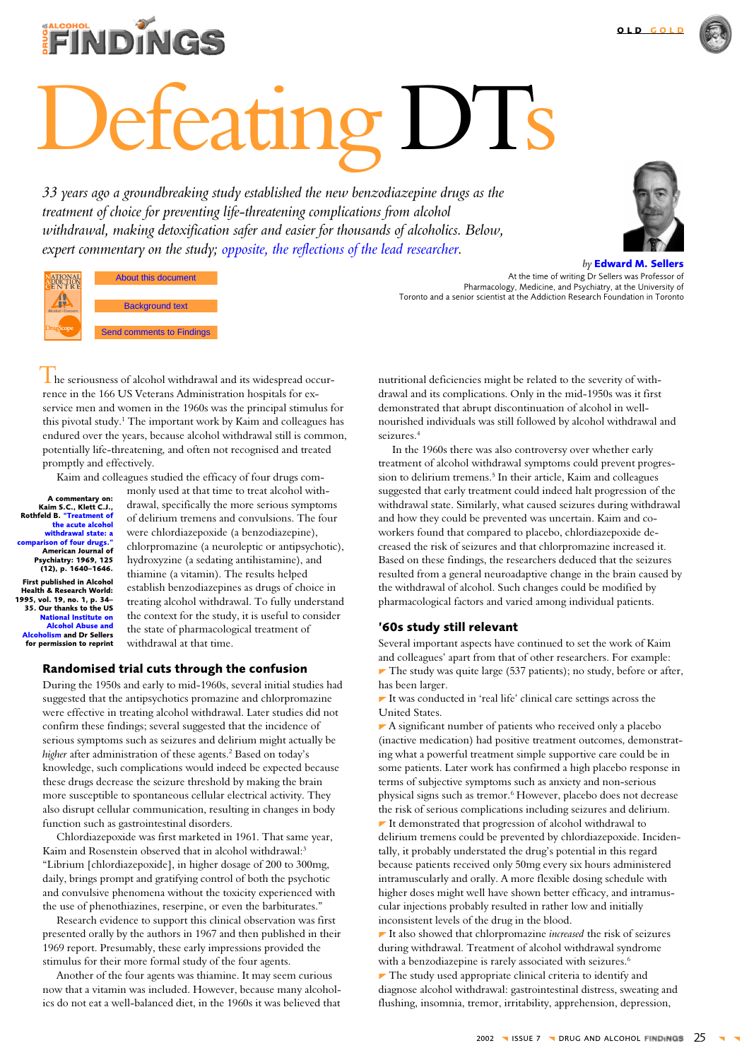# Defeating DTs

*33 years ago a groundbreaking study established the new benzodiazepine drugs as the treatment of choice for preventing life-threatening complications from alcohol withdrawal, making detoxification safer and easier for thousands of alcoholics. Below, expert commentary on the study; opposite, the reflections of the lead researcher.*

*by* **Edward M. Sellers**

At the time of writing Dr Sellers was Professor of Pharmacology, Medicine, and Psychiatry, at the University of Toronto and a senior scientist at the Addiction Research Foundation in Toronto

About this document

Background text

Send comments to Findings

**A commentary on: Kaim S.C., Klett C.J., Rothfeld B. "Treatment of the acute alcohol withdrawal state: a comparison of four drugs." American Journal of Psychiatry: 1969, 125 (12), p. 1640–1646.**

**First published in Alcohol Health & Research World: 1995, vol. 19, no. 1, p. 34–35. Our thanks to the US National Institute on Alcohol Abuse and Alcoholism and Dr Sellers for permission to reprint**

The seriousness of alcohol withdrawal and its widespread occurrence in the 166 US Veterans Administration hospitals for ex-service men and women in the 1960s was the principal stimulus for this pivotal study.[1] The important work by Kaim and colleagues has endured over the years, because alcohol withdrawal still is common, potentially life-threatening, and often not recognised and treated promptly and effectively.

Kaim and colleagues studied the efficacy of four drugs commonly used at that time to treat alcohol withdrawal, specifically the more serious symptoms of delirium tremens and convulsions. The four were chlordiazepoxide (a benzodiazepine), chlorpromazine (a neuroleptic or antipsychotic), hydroxyzine (a sedating antihistamine), and thiamine (a vitamin). The results helped establish benzodiazepines as drugs of choice in treating alcohol withdrawal. To fully understand the context for the study, it is useful to consider the state of pharmacological treatment of withdrawal at that time.

## Randomised trial cuts through the confusion

During the 1950s and early to mid-1960s, several initial studies had suggested that the antipsychotics promazine and chlorpromazine were effective in treating alcohol withdrawal. Later studies did not confirm these findings; several suggested that the incidence of serious symptoms such as seizures and delirium might actually be *higher* after administration of these agents.[2] Based on today's knowledge, such complications would indeed be expected because these drugs decrease the seizure threshold by making the brain more susceptible to spontaneous cellular electrical activity. They also disrupt cellular communication, resulting in changes in body function such as gastrointestinal disorders.

Chlordiazepoxide was first marketed in 1961. That same year, Kaim and Rosenstein observed that in alcohol withdrawal:[3] "Librium [chlordiazepoxide], in higher dosage of 200 to 300mg, daily, brings prompt and gratifying control of both the psychotic and convulsive phenomena without the toxicity experienced with the use of phenothiazines, reserpine, or even the barbiturates."

Research evidence to support this clinical observation was first presented orally by the authors in 1967 and then published in their 1969 report. Presumably, these early impressions provided the stimulus for their more formal study of the four agents.

Another of the four agents was thiamine. It may seem curious now that a vitamin was included. However, because many alcoholics do not eat a well-balanced diet, in the 1960s it was believed that nutritional deficiencies might be related to the severity of withdrawal and its complications. Only in the mid-1950s was it first demonstrated that abrupt discontinuation of alcohol in well-nourished individuals was still followed by alcohol withdrawal and seizures.[4]

In the 1960s there was also controversy over whether early treatment of alcohol withdrawal symptoms could prevent progression to delirium tremens.[5] In their article, Kaim and colleagues suggested that early treatment could indeed halt progression of the withdrawal state. Similarly, what caused seizures during withdrawal and how they could be prevented was uncertain. Kaim and co-workers found that compared to placebo, chlordiazepoxide decreased the risk of seizures and that chlorpromazine increased it. Based on these findings, the researchers deduced that the seizures resulted from a general neuroadaptive change in the brain caused by the withdrawal of alcohol. Such changes could be modified by pharmacological factors and varied among individual patients.

## '60s study still relevant

Several important aspects have continued to set the work of Kaim and colleagues' apart from that of other researchers. For example:

- The study was quite large (537 patients); no study, before or after, has been larger.
- It was conducted in 'real life' clinical care settings across the United States.
- A significant number of patients who received only a placebo (inactive medication) had positive treatment outcomes, demonstrating what a powerful treatment simple supportive care could be in some patients. Later work has confirmed a high placebo response in terms of subjective symptoms such as anxiety and non-serious physical signs such as tremor.[6] However, placebo does not decrease the risk of serious complications including seizures and delirium.
- It demonstrated that progression of alcohol withdrawal to delirium tremens could be prevented by chlordiazepoxide. Incidentally, it probably understated the drug's potential in this regard because patients received only 50mg every six hours administered intramuscularly and orally. A more flexible dosing schedule with higher doses might well have shown better efficacy, and intramuscular injections probably resulted in rather low and initially inconsistent levels of the drug in the blood.
- It also showed that chlorpromazine *increased* the risk of seizures during withdrawal. Treatment of alcohol withdrawal syndrome with a benzodiazepine is rarely associated with seizures.[6]
- The study used appropriate clinical criteria to identify and diagnose alcohol withdrawal: gastrointestinal distress, sweating and flushing, insomnia, tremor, irritability, apprehension, depression,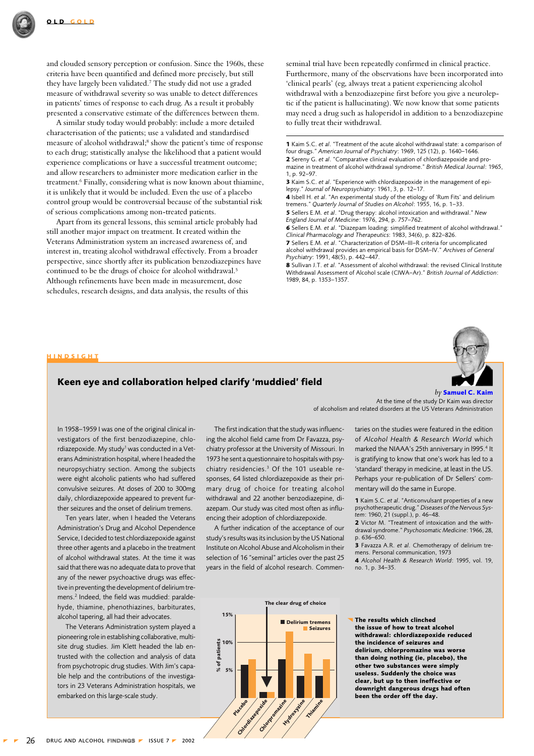and clouded sensory perception or confusion. Since the 1960s, these criteria have been quantified and defined more precisely, but still they have largely been validated.[7] The study did not use a graded measure of withdrawal severity so was unable to detect differences in patients' times of response to each drug. As a result it probably presented a conservative estimate of the differences between them.

A similar study today would probably: include a more detailed characterisation of the patients; use a validated and standardised measure of alcohol withdrawal;[8] show the patient's time of response to each drug; statistically analyse the likelihood that a patient would experience complications or have a successful treatment outcome; and allow researchers to administer more medication earlier in the treatment.[6] Finally, considering what is now known about thiamine, it is unlikely that it would be included. Even the use of a placebo control group would be controversial because of the substantial risk of serious complications among non-treated patients.

Apart from its general lessons, this seminal article probably had still another major impact on treatment. It created within the Veterans Administration system an increased awareness of, and interest in, treating alcohol withdrawal effectively. From a broader perspective, since shortly after its publication benzodiazepines have continued to be the drugs of choice for alcohol withdrawal.[5] Although refinements have been made in measurement, dose schedules, research designs, and data analysis, the results of this seminal trial have been repeatedly confirmed in clinical practice. Furthermore, many of the observations have been incorporated into 'clinical pearls' (eg, always treat a patient experiencing alcohol withdrawal with a benzodiazepine first before you give a neuroleptic if the patient is hallucinating). We now know that some patients may need a drug such as haloperidol in addition to a benzodiazepine to fully treat their withdrawal.

**1** Kaim S.C. *et al*. "Treatment of the acute alcohol withdrawal state: a comparison of four drugs." *American Journal of Psychiatry*: 1969, 125 (12), p. 1640–1646.
**2** Sereny G. *et al*. "Comparative clinical evaluation of chlordiazepoxide and promazine in treatment of alcohol withdrawal syndrome." *British Medical Journal*: 1965, 1, p. 92–97.
**3** Kaim S.C. *et al*. "Experience with chlordiazepoxide in the management of epilepsy." *Journal of Neuropsychiatry*: 1961, 3, p. 12–17.
**4** Isbell H. *et al*. "An experimental study of the etiology of 'Rum Fits' and delirium tremens." *Quarterly Journal of Studies on Alcohol*: 1955, 16, p. 1–33.
**5** Sellers E.M. *et al*. "Drug therapy: alcohol intoxication and withdrawal." *New England Journal of Medicine*: 1976, 294, p. 757–762.
**6** Sellers E.M. *et al*. "Diazepam loading: simplified treatment of alcohol withdrawal." *Clinical Pharmacology and Therapeutics*: 1983, 34(6), p. 822–826.
**7** Sellers E.M. *et al*. "Characterization of DSM–III–R criteria for uncomplicated alcohol withdrawal provides an empirical basis for DSM–IV." *Archives of General Psychiatry*: 1991, 48(5), p. 442–447.
**8** Sullivan J.T. *et al*. "Assessment of alcohol withdrawal: the revised Clinical Institute Withdrawal Assessment of Alcohol scale (CIWA–Ar)." *British Journal of Addiction*: 1989, 84, p. 1353–1357.

HINDSIGHT

## Keen eye and collaboration helped clarify 'muddied' field

*by* **Samuel C. Kaim**

At the time of the study Dr Kaim was director of alcoholism and related disorders at the US Veterans Administration

In 1958–1959 I was one of the original clinical investigators of the first benzodiazepine, chlordiazepoxide. My study[1] was conducted in a Veterans Administration hospital, where I headed the neuropsychiatry section. Among the subjects were eight alcoholic patients who had suffered convulsive seizures. At doses of 200 to 300mg daily, chlordiazepoxide appeared to prevent further seizures and the onset of delirium tremens.

Ten years later, when I headed the Veterans Administration's Drug and Alcohol Dependence Service, I decided to test chlordiazepoxide against three other agents and a placebo in the treatment of alcohol withdrawal states. At the time it was said that there was no adequate data to prove that any of the newer psychoactive drugs was effective in preventing the development of delirium tremens.[2] Indeed, the field was muddied: paraldehyde, thiamine, phenothiazines, barbiturates, alcohol tapering, all had their advocates.

The Veterans Administration system played a pioneering role in establishing collaborative, multisite drug studies. Jim Klett headed the lab entrusted with the collection and analysis of data from psychotropic drug studies. With Jim's capable help and the contributions of the investigators in 23 Veterans Administration hospitals, we embarked on this large-scale study.

The first indication that the study was influencing the alcohol field came from Dr Favazza, psychiatry professor at the University of Missouri. In 1973 he sent a questionnaire to hospitals with psychiatry residencies.[3] Of the 101 usable responses, 64 listed chlordiazepoxide as their primary drug of choice for treating alcohol withdrawal and 22 another benzodiazepine, diazepam. Our study was cited most often as influencing their adoption of chlordiazepoxide.

A further indication of the acceptance of our study's results was its inclusion by the US National Institute on Alcohol Abuse and Alcoholism in their selection of 16 "seminal" articles over the past 25 years in the field of alcohol research. Commentaries on the studies were featured in the edition of *Alcohol Health & Research World* which marked the NIAAA's 25th anniversary in 1995.[4] It is gratifying to know that one's work has led to a 'standard' therapy in medicine, at least in the US. Perhaps your re-publication of Dr Sellers' commentary will do the same in Europe.

**1** Kaim S.C. *et al*. "Anticonvulsant properties of a new psychotherapeutic drug." *Diseases of the Nervous System*: 1960, 21 (suppl.), p. 46–48.
**2** Victor M. "Treatment of intoxication and the withdrawal syndrome." *Psychosomatic Medicine*: 1966, 28, p. 636–650.
**3** Favazza A.R. *et al*. Chemotherapy of delirium tremens. Personal communication, 1973
**4** *Alcohol Health & Research World*: 1995, vol. 19, no. 1, p. 34–35.

The clear drug of choice
15%
10%
5%
% of patients
Delirium tremens
Seizures
Placebo
Chlordiazepoxide
Chlorpromazine
Hydroxyzine
Thiamine

**The results which clinched the issue of how to treat alcohol withdrawal: chlordiazepoxide reduced the incidence of seizures and delirium, chlorpromazine was worse than doing nothing (ie, placebo), the other two substances were simply useless. Suddenly the choice was clear, but up to then ineffective or downright dangerous drugs had often been the order off the day.**